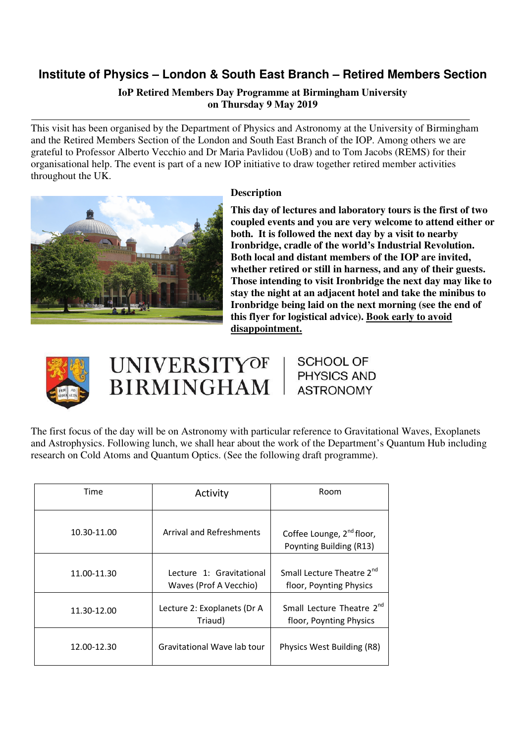# Institute of Physics – London & South East Branch – Retired Members Section

**IoP Retired Members Day Programme at Birmingham University**
**on Thursday 9 May 2019**

---

This visit has been organised by the Department of Physics and Astronomy at the University of Birmingham and the Retired Members Section of the London and South East Branch of the IOP. Among others we are grateful to Professor Alberto Vecchio and Dr Maria Pavlidou (UoB) and to Tom Jacobs (REMS) for their organisational help. The event is part of a new IOP initiative to draw together retired member activities throughout the UK.

**Description**

**This day of lectures and laboratory tours is the first of two coupled events and you are very welcome to attend either or both. It is followed the next day by a visit to nearby Ironbridge, cradle of the world's Industrial Revolution. Both local and distant members of the IOP are invited, whether retired or still in harness, and any of their guests. Those intending to visit Ironbridge the next day may like to stay the night at an adjacent hotel and take the minibus to Ironbridge being laid on the next morning (see the end of this flyer for logistical advice). <u>Book early to avoid disappointment.</u>**

UNIVERSITY OF BIRMINGHAM | SCHOOL OF PHYSICS AND ASTRONOMY

The first focus of the day will be on Astronomy with particular reference to Gravitational Waves, Exoplanets and Astrophysics. Following lunch, we shall hear about the work of the Department's Quantum Hub including research on Cold Atoms and Quantum Optics. (See the following draft programme).

| Time | Activity | Room |
|---|---|---|
| 10.30-11.00 | Arrival and Refreshments | Coffee Lounge, 2nd floor, Poynting Building (R13) |
| 11.00-11.30 | Lecture 1: Gravitational Waves (Prof A Vecchio) | Small Lecture Theatre 2nd floor, Poynting Physics |
| 11.30-12.00 | Lecture 2: Exoplanets (Dr A Triaud) | Small Lecture Theatre 2nd floor, Poynting Physics |
| 12.00-12.30 | Gravitational Wave lab tour | Physics West Building (R8) |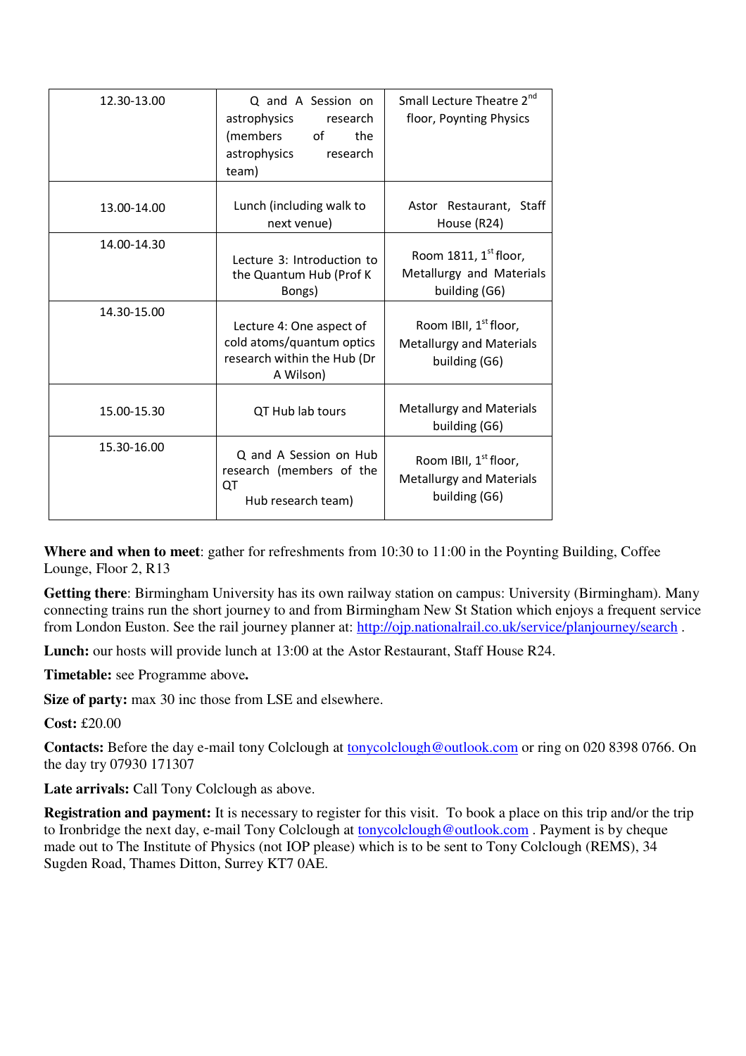| 12.30-13.00 | Q and A Session on astrophysics research (members of the astrophysics research team) | Small Lecture Theatre 2nd floor, Poynting Physics |
|---|---|---|
| 13.00-14.00 | Lunch (including walk to next venue) | Astor Restaurant, Staff House (R24) |
| 14.00-14.30 | Lecture 3: Introduction to the Quantum Hub (Prof K Bongs) | Room 1811, 1st floor, Metallurgy and Materials building (G6) |
| 14.30-15.00 | Lecture 4: One aspect of cold atoms/quantum optics research within the Hub (Dr A Wilson) | Room IBII, 1st floor, Metallurgy and Materials building (G6) |
| 15.00-15.30 | QT Hub lab tours | Metallurgy and Materials building (G6) |
| 15.30-16.00 | Q and A Session on Hub research (members of the QT Hub research team) | Room IBII, 1st floor, Metallurgy and Materials building (G6) |

**Where and when to meet**: gather for refreshments from 10:30 to 11:00 in the Poynting Building, Coffee Lounge, Floor 2, R13

**Getting there**: Birmingham University has its own railway station on campus: University (Birmingham). Many connecting trains run the short journey to and from Birmingham New St Station which enjoys a frequent service from London Euston. See the rail journey planner at: http://ojp.nationalrail.co.uk/service/planjourney/search .

**Lunch:** our hosts will provide lunch at 13:00 at the Astor Restaurant, Staff House R24.

**Timetable:** see Programme above**.**

**Size of party:** max 30 inc those from LSE and elsewhere.

**Cost:** £20.00

**Contacts:** Before the day e-mail tony Colclough at tonycolclough@outlook.com or ring on 020 8398 0766. On the day try 07930 171307

**Late arrivals:** Call Tony Colclough as above.

**Registration and payment:** It is necessary to register for this visit. To book a place on this trip and/or the trip to Ironbridge the next day, e-mail Tony Colclough at tonycolclough@outlook.com . Payment is by cheque made out to The Institute of Physics (not IOP please) which is to be sent to Tony Colclough (REMS), 34 Sugden Road, Thames Ditton, Surrey KT7 0AE.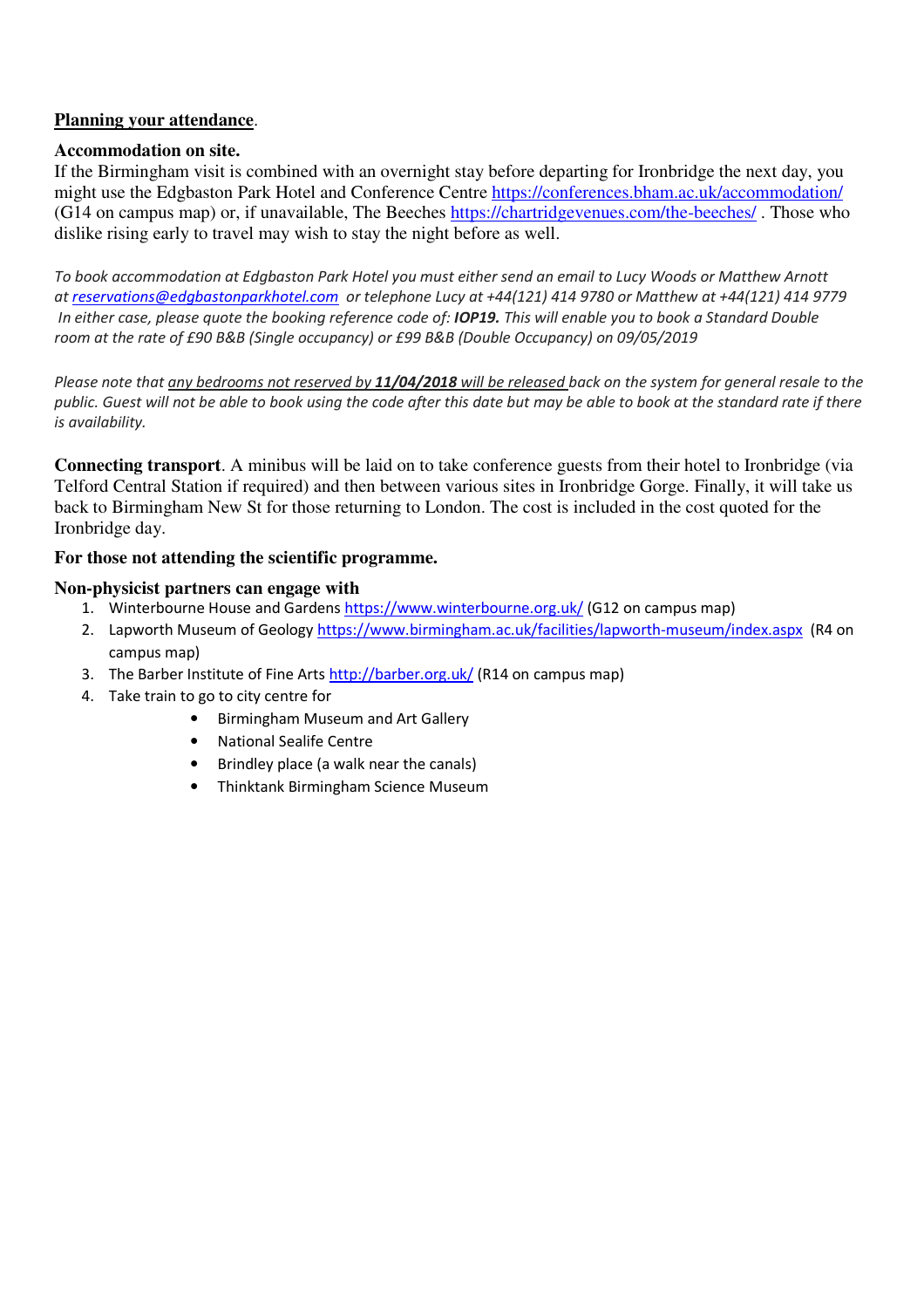## **Planning your attendance**.

### Accommodation on site.

If the Birmingham visit is combined with an overnight stay before departing for Ironbridge the next day, you might use the Edgbaston Park Hotel and Conference Centre https://conferences.bham.ac.uk/accommodation/ (G14 on campus map) or, if unavailable, The Beeches https://chartridgevenues.com/the-beeches/ . Those who dislike rising early to travel may wish to stay the night before as well.

*To book accommodation at Edgbaston Park Hotel you must either send an email to Lucy Woods or Matthew Arnott at reservations@edgbastonparkhotel.com or telephone Lucy at +44(121) 414 9780 or Matthew at +44(121) 414 9779 In either case, please quote the booking reference code of: **IOP19.** This will enable you to book a Standard Double room at the rate of £90 B&B (Single occupancy) or £99 B&B (Double Occupancy) on 09/05/2019*

*Please note that any bedrooms not reserved by **11/04/2018** will be released back on the system for general resale to the public. Guest will not be able to book using the code after this date but may be able to book at the standard rate if there is availability.*

**Connecting transport**. A minibus will be laid on to take conference guests from their hotel to Ironbridge (via Telford Central Station if required) and then between various sites in Ironbridge Gorge. Finally, it will take us back to Birmingham New St for those returning to London. The cost is included in the cost quoted for the Ironbridge day.

### For those not attending the scientific programme.

### Non-physicist partners can engage with

1. Winterbourne House and Gardens https://www.winterbourne.org.uk/ (G12 on campus map)
2. Lapworth Museum of Geology https://www.birmingham.ac.uk/facilities/lapworth-museum/index.aspx (R4 on campus map)
3. The Barber Institute of Fine Arts http://barber.org.uk/ (R14 on campus map)
4. Take train to go to city centre for
    - Birmingham Museum and Art Gallery
    - National Sealife Centre
    - Brindley place (a walk near the canals)
    - Thinktank Birmingham Science Museum